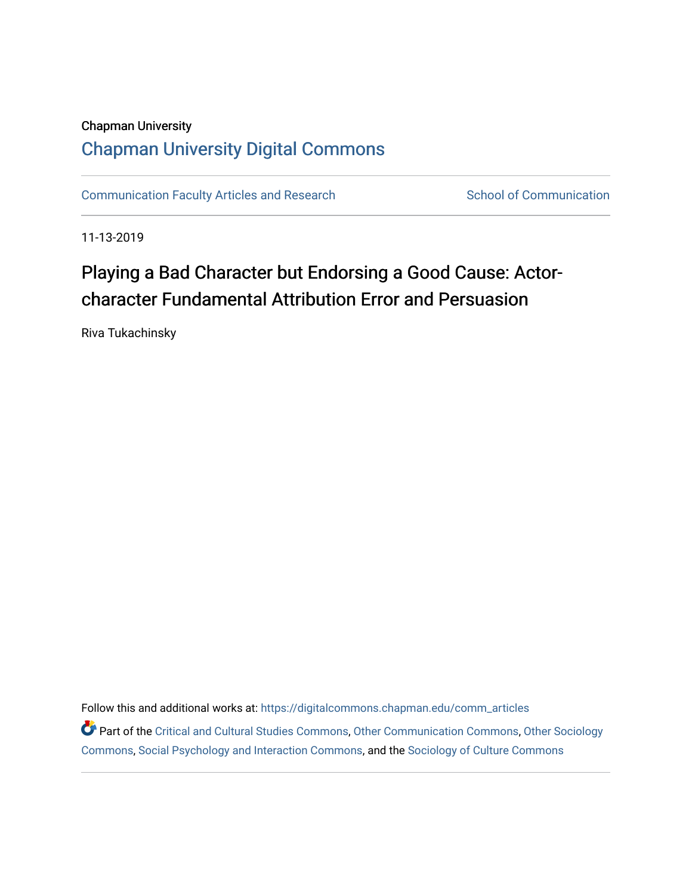Chapman University

## Chapman University Digital Commons

Communication Faculty Articles and Research | School of Communication

11-13-2019

# Playing a Bad Character but Endorsing a Good Cause: Actor-character Fundamental Attribution Error and Persuasion

Riva Tukachinsky

Follow this and additional works at: https://digitalcommons.chapman.edu/comm_articles

Part of the Critical and Cultural Studies Commons, Other Communication Commons, Other Sociology Commons, Social Psychology and Interaction Commons, and the Sociology of Culture Commons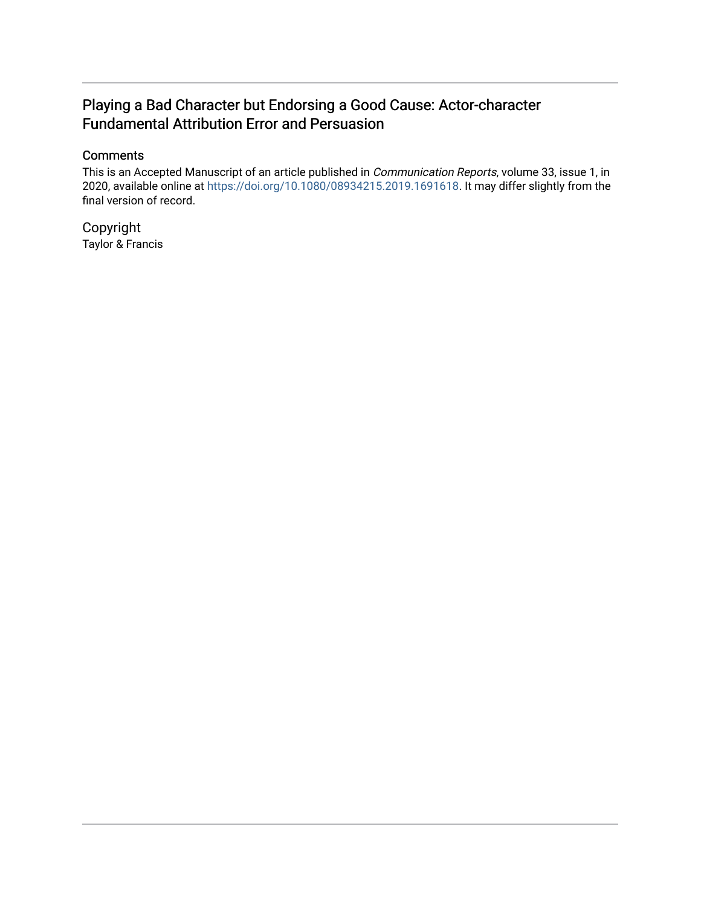# Playing a Bad Character but Endorsing a Good Cause: Actor-character Fundamental Attribution Error and Persuasion

## Comments

This is an Accepted Manuscript of an article published in *Communication Reports*, volume 33, issue 1, in 2020, available online at https://doi.org/10.1080/08934215.2019.1691618. It may differ slightly from the final version of record.

## Copyright

Taylor & Francis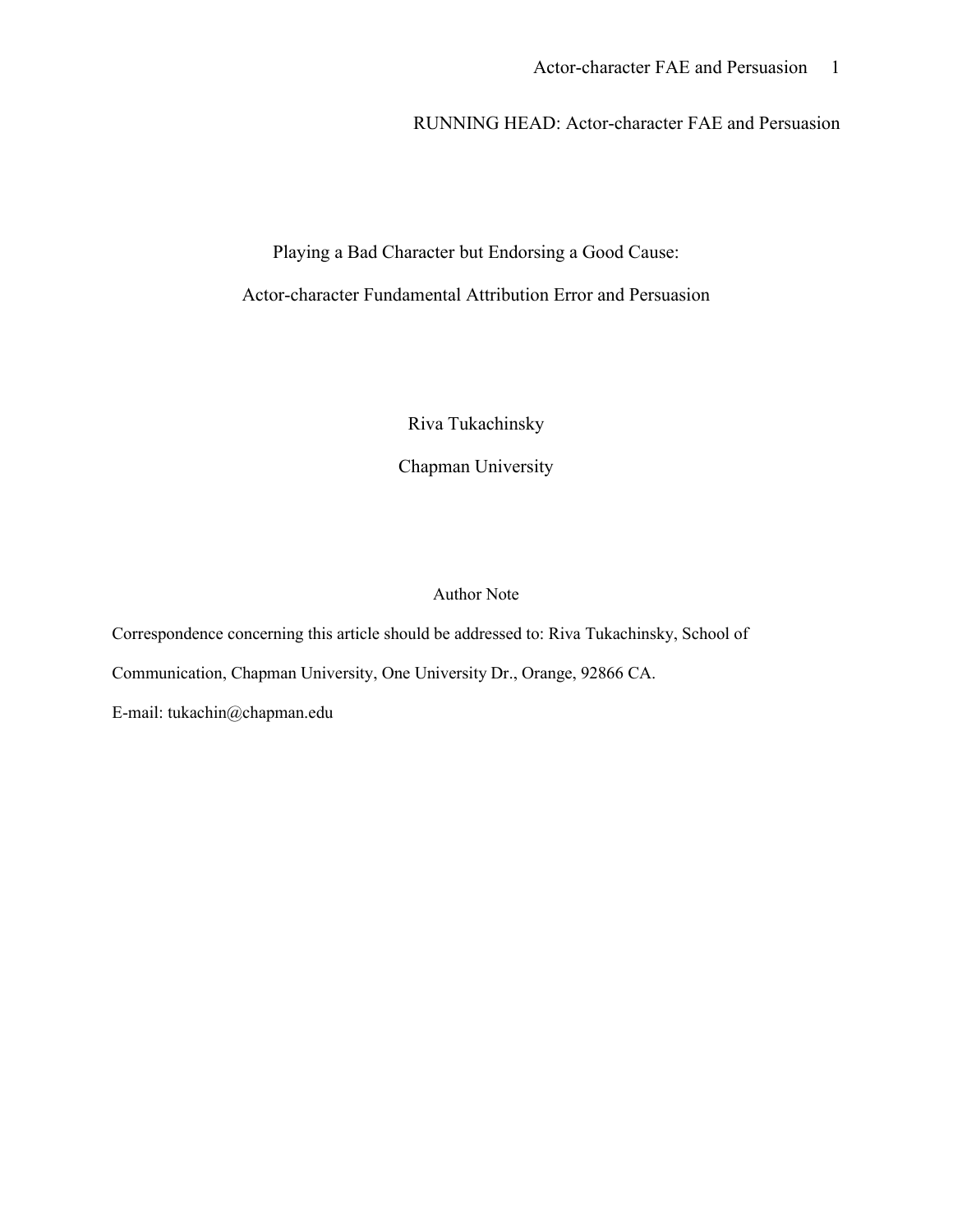RUNNING HEAD: Actor-character FAE and Persuasion

# Playing a Bad Character but Endorsing a Good Cause:

# Actor-character Fundamental Attribution Error and Persuasion

Riva Tukachinsky

Chapman University

Author Note

Correspondence concerning this article should be addressed to: Riva Tukachinsky, School of Communication, Chapman University, One University Dr., Orange, 92866 CA.

E-mail: tukachin@chapman.edu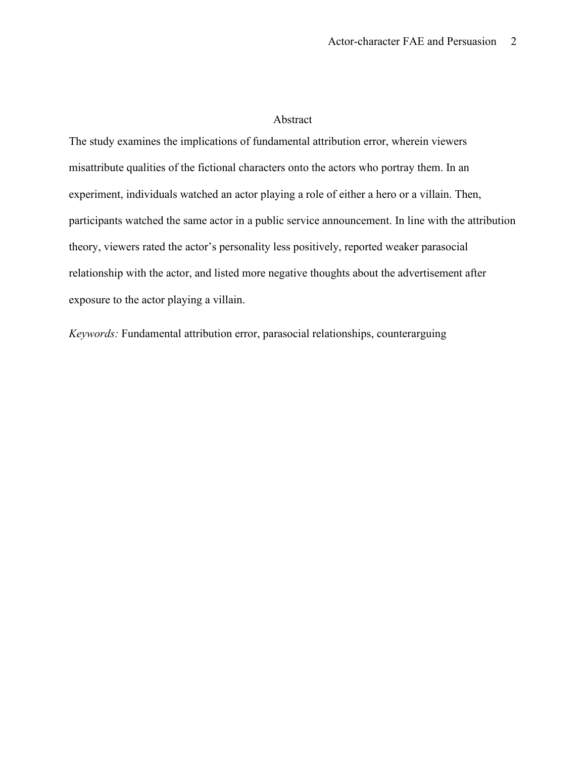# Abstract

The study examines the implications of fundamental attribution error, wherein viewers misattribute qualities of the fictional characters onto the actors who portray them. In an experiment, individuals watched an actor playing a role of either a hero or a villain. Then, participants watched the same actor in a public service announcement. In line with the attribution theory, viewers rated the actor's personality less positively, reported weaker parasocial relationship with the actor, and listed more negative thoughts about the advertisement after exposure to the actor playing a villain.

*Keywords:* Fundamental attribution error, parasocial relationships, counterarguing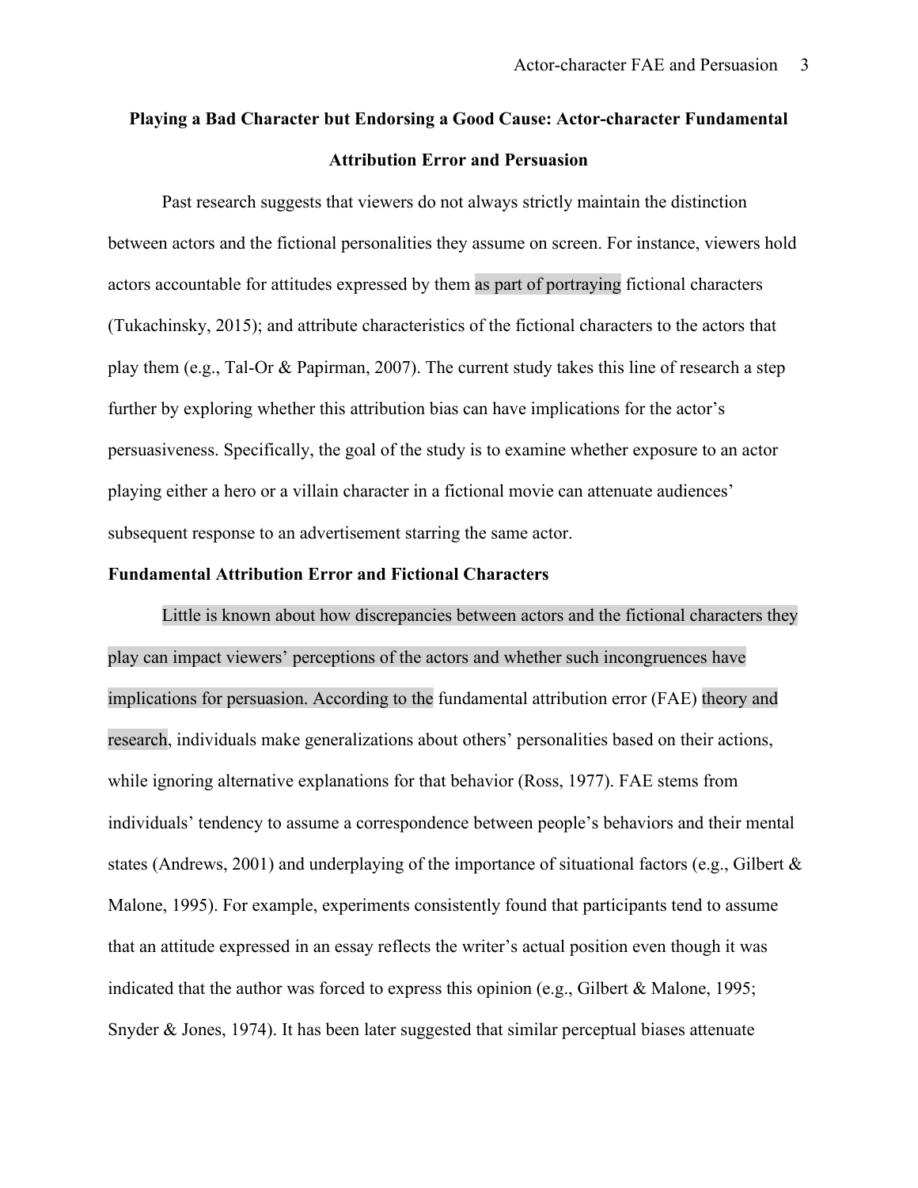# Playing a Bad Character but Endorsing a Good Cause: Actor-character Fundamental Attribution Error and Persuasion

Past research suggests that viewers do not always strictly maintain the distinction between actors and the fictional personalities they assume on screen. For instance, viewers hold actors accountable for attitudes expressed by them as part of portraying fictional characters (Tukachinsky, 2015); and attribute characteristics of the fictional characters to the actors that play them (e.g., Tal-Or & Papirman, 2007). The current study takes this line of research a step further by exploring whether this attribution bias can have implications for the actor's persuasiveness. Specifically, the goal of the study is to examine whether exposure to an actor playing either a hero or a villain character in a fictional movie can attenuate audiences' subsequent response to an advertisement starring the same actor.

## Fundamental Attribution Error and Fictional Characters

Little is known about how discrepancies between actors and the fictional characters they play can impact viewers' perceptions of the actors and whether such incongruences have implications for persuasion. According to the fundamental attribution error (FAE) theory and research, individuals make generalizations about others' personalities based on their actions, while ignoring alternative explanations for that behavior (Ross, 1977). FAE stems from individuals' tendency to assume a correspondence between people's behaviors and their mental states (Andrews, 2001) and underplaying of the importance of situational factors (e.g., Gilbert & Malone, 1995). For example, experiments consistently found that participants tend to assume that an attitude expressed in an essay reflects the writer's actual position even though it was indicated that the author was forced to express this opinion (e.g., Gilbert & Malone, 1995; Snyder & Jones, 1974). It has been later suggested that similar perceptual biases attenuate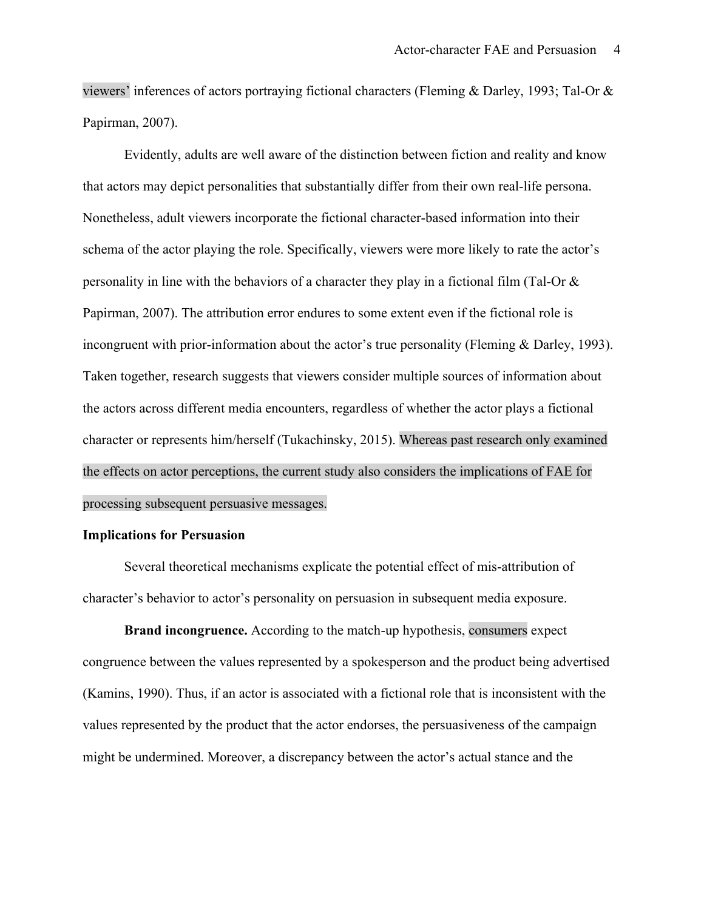viewers' inferences of actors portraying fictional characters (Fleming & Darley, 1993; Tal-Or & Papirman, 2007).

Evidently, adults are well aware of the distinction between fiction and reality and know that actors may depict personalities that substantially differ from their own real-life persona. Nonetheless, adult viewers incorporate the fictional character-based information into their schema of the actor playing the role. Specifically, viewers were more likely to rate the actor's personality in line with the behaviors of a character they play in a fictional film (Tal-Or & Papirman, 2007). The attribution error endures to some extent even if the fictional role is incongruent with prior-information about the actor's true personality (Fleming & Darley, 1993). Taken together, research suggests that viewers consider multiple sources of information about the actors across different media encounters, regardless of whether the actor plays a fictional character or represents him/herself (Tukachinsky, 2015). Whereas past research only examined the effects on actor perceptions, the current study also considers the implications of FAE for processing subsequent persuasive messages.

### Implications for Persuasion

Several theoretical mechanisms explicate the potential effect of mis-attribution of character's behavior to actor's personality on persuasion in subsequent media exposure.

**Brand incongruence.** According to the match-up hypothesis, consumers expect congruence between the values represented by a spokesperson and the product being advertised (Kamins, 1990). Thus, if an actor is associated with a fictional role that is inconsistent with the values represented by the product that the actor endorses, the persuasiveness of the campaign might be undermined. Moreover, a discrepancy between the actor's actual stance and the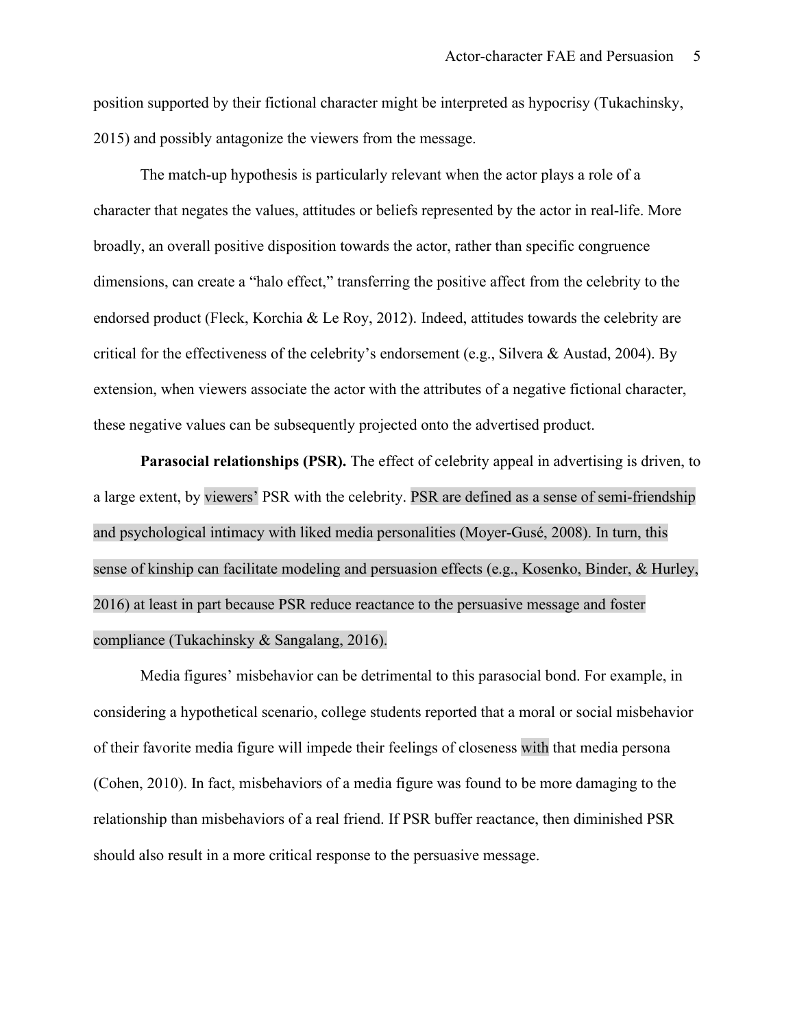position supported by their fictional character might be interpreted as hypocrisy (Tukachinsky, 2015) and possibly antagonize the viewers from the message.

The match-up hypothesis is particularly relevant when the actor plays a role of a character that negates the values, attitudes or beliefs represented by the actor in real-life. More broadly, an overall positive disposition towards the actor, rather than specific congruence dimensions, can create a "halo effect," transferring the positive affect from the celebrity to the endorsed product (Fleck, Korchia & Le Roy, 2012). Indeed, attitudes towards the celebrity are critical for the effectiveness of the celebrity's endorsement (e.g., Silvera & Austad, 2004). By extension, when viewers associate the actor with the attributes of a negative fictional character, these negative values can be subsequently projected onto the advertised product.

**Parasocial relationships (PSR).** The effect of celebrity appeal in advertising is driven, to a large extent, by viewers' PSR with the celebrity. PSR are defined as a sense of semi-friendship and psychological intimacy with liked media personalities (Moyer-Gusé, 2008). In turn, this sense of kinship can facilitate modeling and persuasion effects (e.g., Kosenko, Binder, & Hurley, 2016) at least in part because PSR reduce reactance to the persuasive message and foster compliance (Tukachinsky & Sangalang, 2016).

Media figures' misbehavior can be detrimental to this parasocial bond. For example, in considering a hypothetical scenario, college students reported that a moral or social misbehavior of their favorite media figure will impede their feelings of closeness with that media persona (Cohen, 2010). In fact, misbehaviors of a media figure was found to be more damaging to the relationship than misbehaviors of a real friend. If PSR buffer reactance, then diminished PSR should also result in a more critical response to the persuasive message.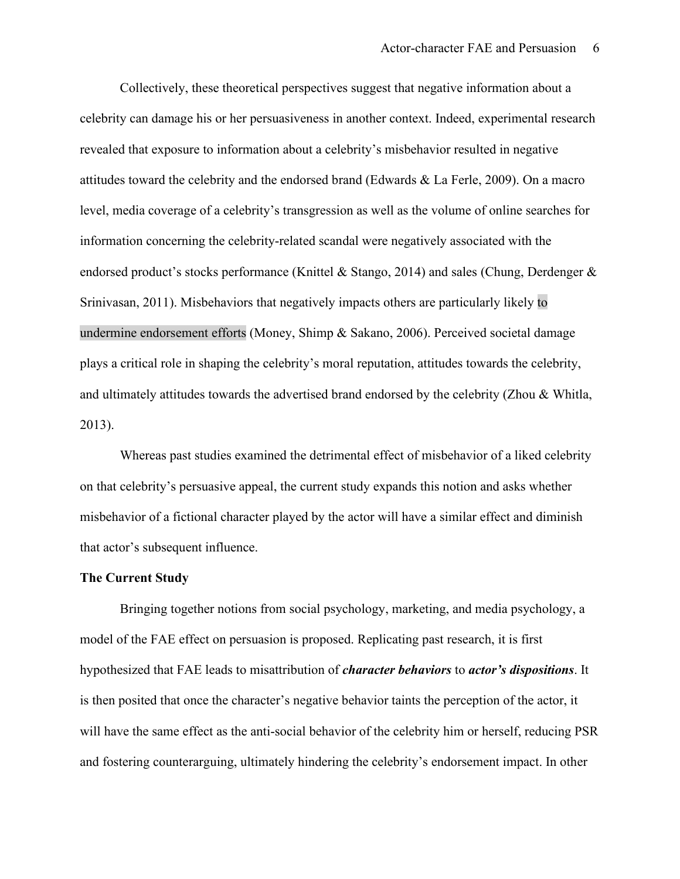Collectively, these theoretical perspectives suggest that negative information about a celebrity can damage his or her persuasiveness in another context. Indeed, experimental research revealed that exposure to information about a celebrity's misbehavior resulted in negative attitudes toward the celebrity and the endorsed brand (Edwards & La Ferle, 2009). On a macro level, media coverage of a celebrity's transgression as well as the volume of online searches for information concerning the celebrity-related scandal were negatively associated with the endorsed product's stocks performance (Knittel & Stango, 2014) and sales (Chung, Derdenger & Srinivasan, 2011). Misbehaviors that negatively impacts others are particularly likely to undermine endorsement efforts (Money, Shimp & Sakano, 2006). Perceived societal damage plays a critical role in shaping the celebrity's moral reputation, attitudes towards the celebrity, and ultimately attitudes towards the advertised brand endorsed by the celebrity (Zhou & Whitla, 2013).

Whereas past studies examined the detrimental effect of misbehavior of a liked celebrity on that celebrity's persuasive appeal, the current study expands this notion and asks whether misbehavior of a fictional character played by the actor will have a similar effect and diminish that actor's subsequent influence.

**The Current Study**

Bringing together notions from social psychology, marketing, and media psychology, a model of the FAE effect on persuasion is proposed. Replicating past research, it is first hypothesized that FAE leads to misattribution of ***character behaviors*** to ***actor's dispositions***. It is then posited that once the character's negative behavior taints the perception of the actor, it will have the same effect as the anti-social behavior of the celebrity him or herself, reducing PSR and fostering counterarguing, ultimately hindering the celebrity's endorsement impact. In other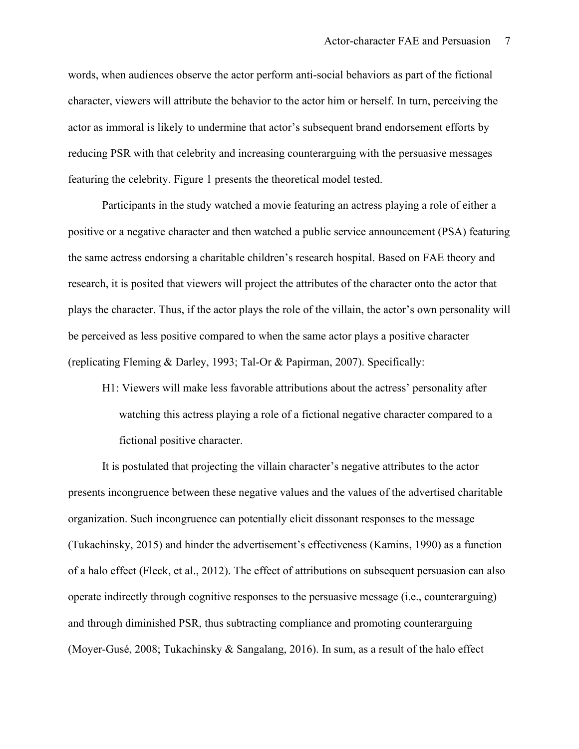words, when audiences observe the actor perform anti-social behaviors as part of the fictional character, viewers will attribute the behavior to the actor him or herself. In turn, perceiving the actor as immoral is likely to undermine that actor's subsequent brand endorsement efforts by reducing PSR with that celebrity and increasing counterarguing with the persuasive messages featuring the celebrity. Figure 1 presents the theoretical model tested.

Participants in the study watched a movie featuring an actress playing a role of either a positive or a negative character and then watched a public service announcement (PSA) featuring the same actress endorsing a charitable children's research hospital. Based on FAE theory and research, it is posited that viewers will project the attributes of the character onto the actor that plays the character. Thus, if the actor plays the role of the villain, the actor's own personality will be perceived as less positive compared to when the same actor plays a positive character (replicating Fleming & Darley, 1993; Tal-Or & Papirman, 2007). Specifically:

> H1: Viewers will make less favorable attributions about the actress' personality after watching this actress playing a role of a fictional negative character compared to a fictional positive character.

It is postulated that projecting the villain character's negative attributes to the actor presents incongruence between these negative values and the values of the advertised charitable organization. Such incongruence can potentially elicit dissonant responses to the message (Tukachinsky, 2015) and hinder the advertisement's effectiveness (Kamins, 1990) as a function of a halo effect (Fleck, et al., 2012). The effect of attributions on subsequent persuasion can also operate indirectly through cognitive responses to the persuasive message (i.e., counterarguing) and through diminished PSR, thus subtracting compliance and promoting counterarguing (Moyer-Gusé, 2008; Tukachinsky & Sangalang, 2016). In sum, as a result of the halo effect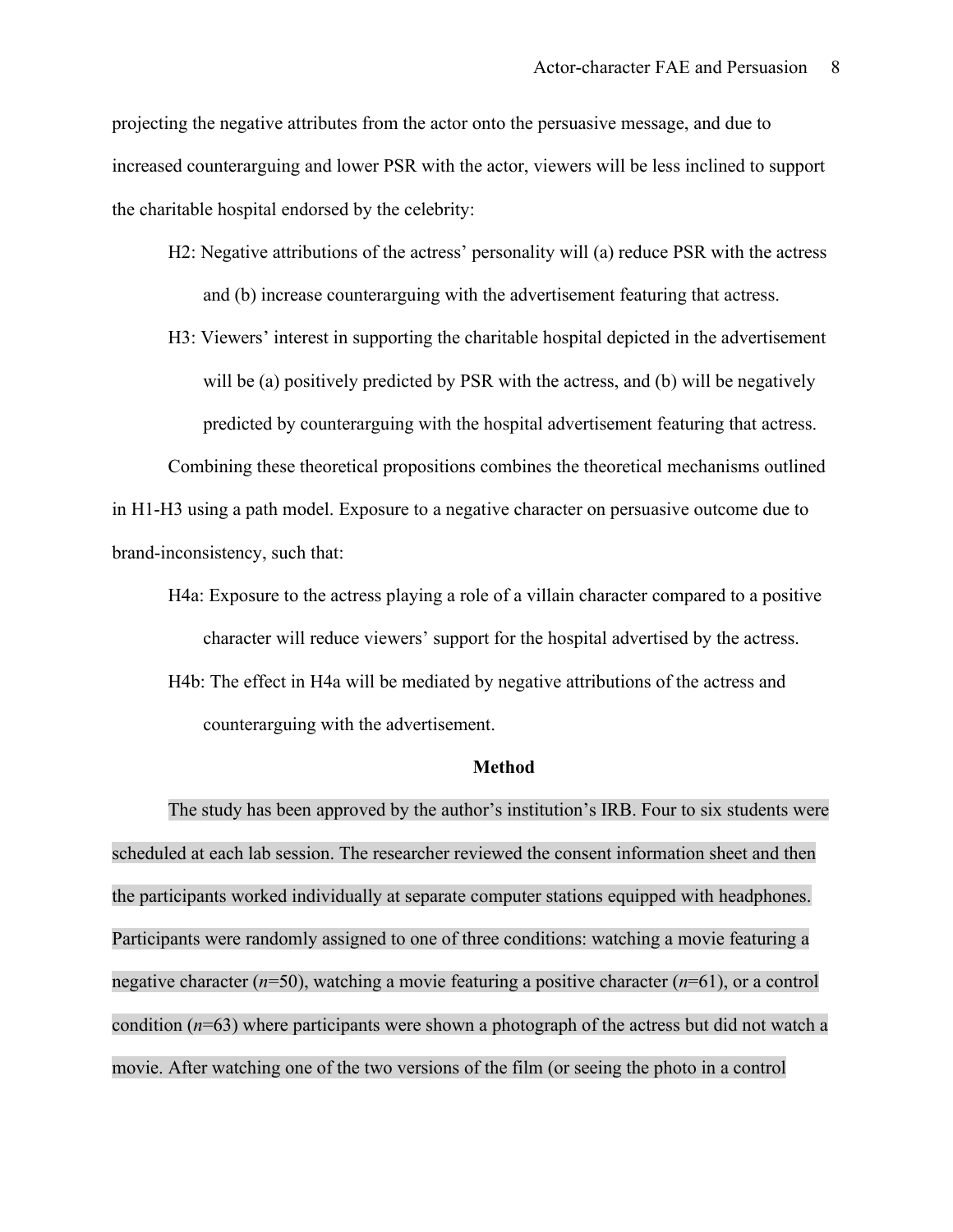projecting the negative attributes from the actor onto the persuasive message, and due to increased counterarguing and lower PSR with the actor, viewers will be less inclined to support the charitable hospital endorsed by the celebrity:

H2: Negative attributions of the actress' personality will (a) reduce PSR with the actress and (b) increase counterarguing with the advertisement featuring that actress.

H3: Viewers' interest in supporting the charitable hospital depicted in the advertisement will be (a) positively predicted by PSR with the actress, and (b) will be negatively predicted by counterarguing with the hospital advertisement featuring that actress.

Combining these theoretical propositions combines the theoretical mechanisms outlined in H1-H3 using a path model. Exposure to a negative character on persuasive outcome due to brand-inconsistency, such that:

H4a: Exposure to the actress playing a role of a villain character compared to a positive character will reduce viewers' support for the hospital advertised by the actress.

H4b: The effect in H4a will be mediated by negative attributions of the actress and counterarguing with the advertisement.

## Method

The study has been approved by the author's institution's IRB. Four to six students were scheduled at each lab session. The researcher reviewed the consent information sheet and then the participants worked individually at separate computer stations equipped with headphones. Participants were randomly assigned to one of three conditions: watching a movie featuring a negative character ($n$=50), watching a movie featuring a positive character ($n$=61), or a control condition ($n$=63) where participants were shown a photograph of the actress but did not watch a movie. After watching one of the two versions of the film (or seeing the photo in a control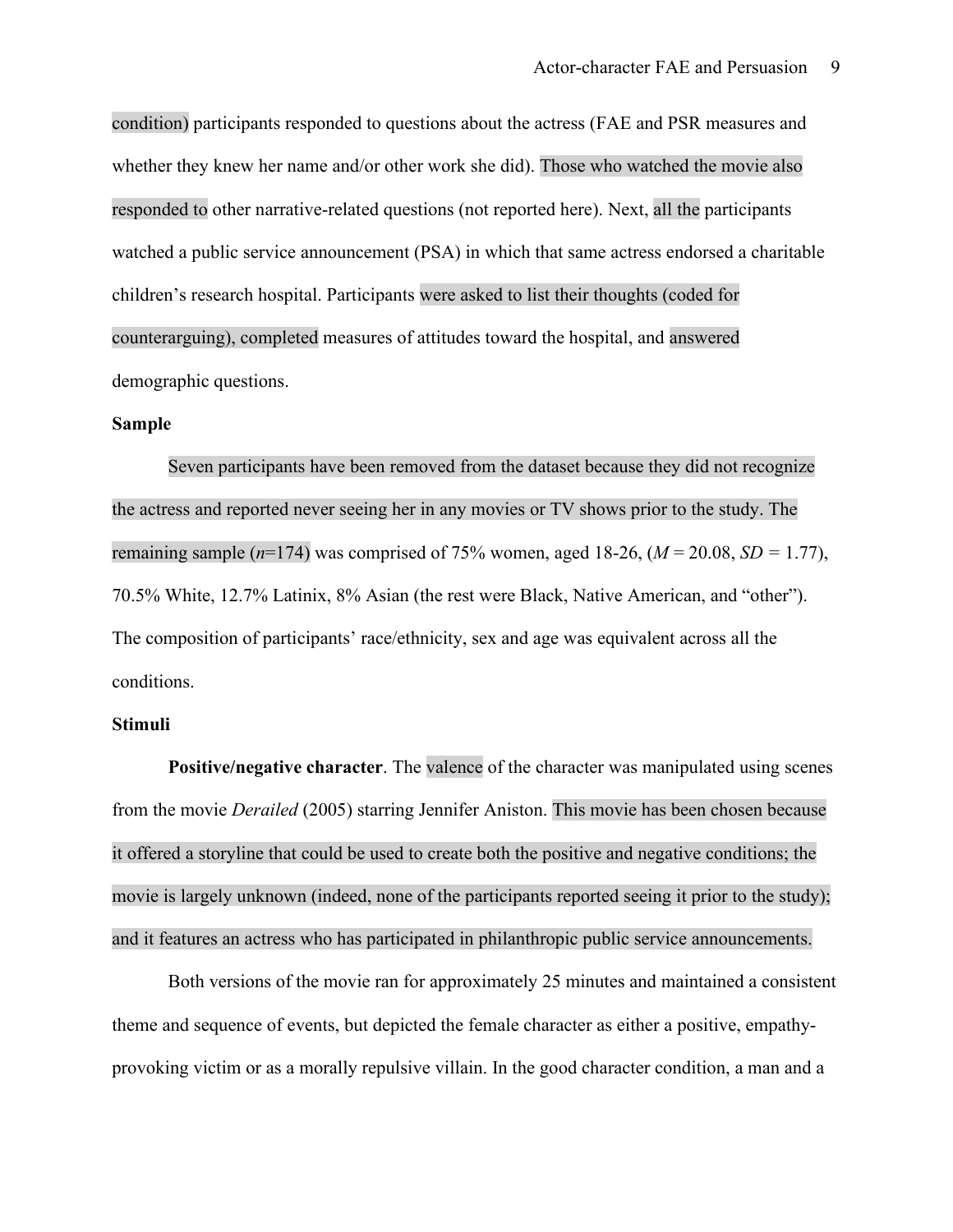condition) participants responded to questions about the actress (FAE and PSR measures and whether they knew her name and/or other work she did). Those who watched the movie also responded to other narrative-related questions (not reported here). Next, all the participants watched a public service announcement (PSA) in which that same actress endorsed a charitable children's research hospital. Participants were asked to list their thoughts (coded for counterarguing), completed measures of attitudes toward the hospital, and answered demographic questions.

### Sample

Seven participants have been removed from the dataset because they did not recognize the actress and reported never seeing her in any movies or TV shows prior to the study. The remaining sample ($n$=174) was comprised of 75% women, aged 18-26, ($M$ = 20.08, $SD$ = 1.77), 70.5% White, 12.7% Latinix, 8% Asian (the rest were Black, Native American, and "other"). The composition of participants' race/ethnicity, sex and age was equivalent across all the conditions.

### Stimuli

**Positive/negative character**. The valence of the character was manipulated using scenes from the movie *Derailed* (2005) starring Jennifer Aniston. This movie has been chosen because it offered a storyline that could be used to create both the positive and negative conditions; the movie is largely unknown (indeed, none of the participants reported seeing it prior to the study); and it features an actress who has participated in philanthropic public service announcements.

Both versions of the movie ran for approximately 25 minutes and maintained a consistent theme and sequence of events, but depicted the female character as either a positive, empathy-provoking victim or as a morally repulsive villain. In the good character condition, a man and a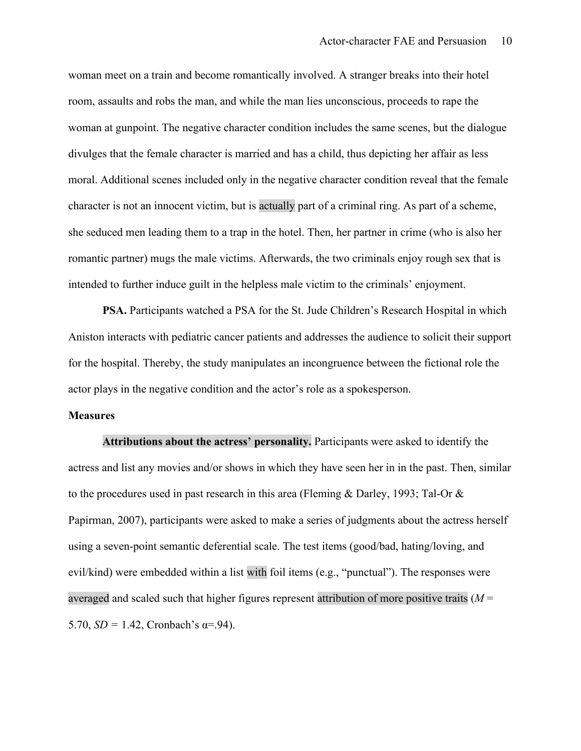woman meet on a train and become romantically involved. A stranger breaks into their hotel room, assaults and robs the man, and while the man lies unconscious, proceeds to rape the woman at gunpoint. The negative character condition includes the same scenes, but the dialogue divulges that the female character is married and has a child, thus depicting her affair as less moral. Additional scenes included only in the negative character condition reveal that the female character is not an innocent victim, but is actually part of a criminal ring. As part of a scheme, she seduced men leading them to a trap in the hotel. Then, her partner in crime (who is also her romantic partner) mugs the male victims. Afterwards, the two criminals enjoy rough sex that is intended to further induce guilt in the helpless male victim to the criminals' enjoyment.

**PSA.** Participants watched a PSA for the St. Jude Children's Research Hospital in which Aniston interacts with pediatric cancer patients and addresses the audience to solicit their support for the hospital. Thereby, the study manipulates an incongruence between the fictional role the actor plays in the negative condition and the actor's role as a spokesperson.

**Measures**

**Attributions about the actress' personality.** Participants were asked to identify the actress and list any movies and/or shows in which they have seen her in in the past. Then, similar to the procedures used in past research in this area (Fleming & Darley, 1993; Tal-Or & Papirman, 2007), participants were asked to make a series of judgments about the actress herself using a seven-point semantic deferential scale. The test items (good/bad, hating/loving, and evil/kind) were embedded within a list with foil items (e.g., "punctual"). The responses were averaged and scaled such that higher figures represent attribution of more positive traits ($M$ = 5.70, $SD$ = 1.42, Cronbach's $\alpha$=.94).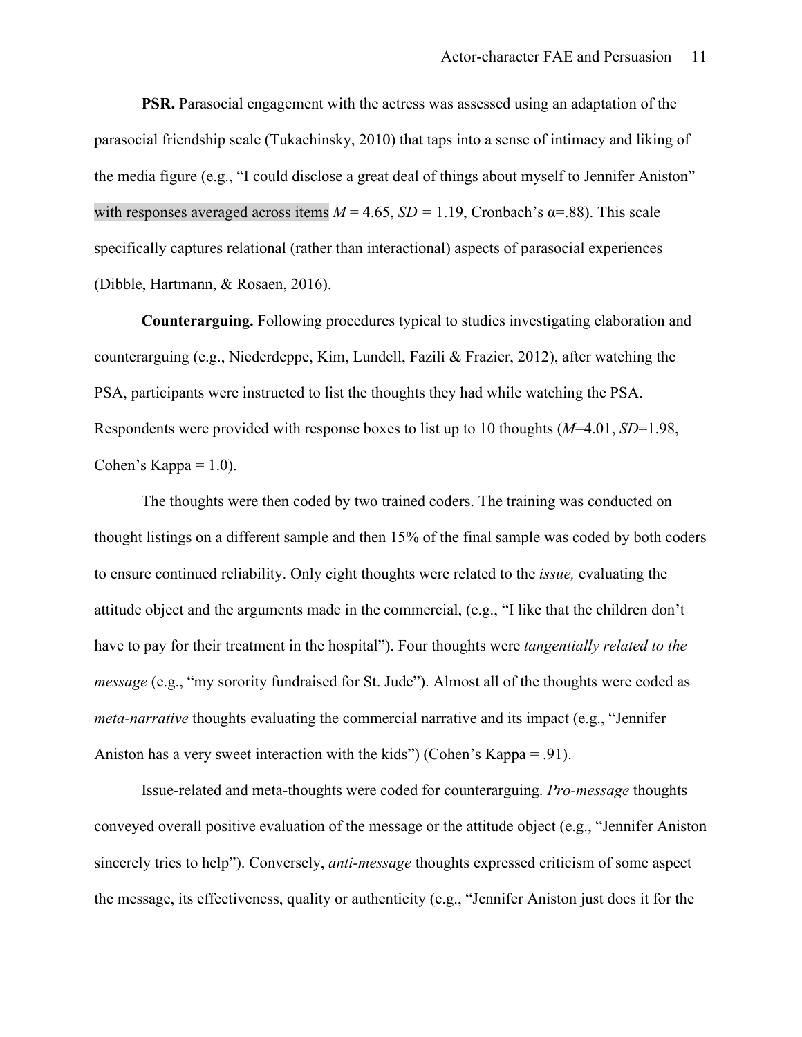**PSR.** Parasocial engagement with the actress was assessed using an adaptation of the parasocial friendship scale (Tukachinsky, 2010) that taps into a sense of intimacy and liking of the media figure (e.g., "I could disclose a great deal of things about myself to Jennifer Aniston" with responses averaged across items $M$ = 4.65, $SD$ = 1.19, Cronbach's α=.88). This scale specifically captures relational (rather than interactional) aspects of parasocial experiences (Dibble, Hartmann, & Rosaen, 2016).

**Counterarguing.** Following procedures typical to studies investigating elaboration and counterarguing (e.g., Niederdeppe, Kim, Lundell, Fazili & Frazier, 2012), after watching the PSA, participants were instructed to list the thoughts they had while watching the PSA. Respondents were provided with response boxes to list up to 10 thoughts ($M$=4.01, $SD$=1.98, Cohen's Kappa = 1.0).

The thoughts were then coded by two trained coders. The training was conducted on thought listings on a different sample and then 15% of the final sample was coded by both coders to ensure continued reliability. Only eight thoughts were related to the *issue,* evaluating the attitude object and the arguments made in the commercial, (e.g., "I like that the children don't have to pay for their treatment in the hospital"). Four thoughts were *tangentially related to the message* (e.g., "my sorority fundraised for St. Jude"). Almost all of the thoughts were coded as *meta-narrative* thoughts evaluating the commercial narrative and its impact (e.g., "Jennifer Aniston has a very sweet interaction with the kids") (Cohen's Kappa = .91).

Issue-related and meta-thoughts were coded for counterarguing. *Pro-message* thoughts conveyed overall positive evaluation of the message or the attitude object (e.g., "Jennifer Aniston sincerely tries to help"). Conversely, *anti-message* thoughts expressed criticism of some aspect the message, its effectiveness, quality or authenticity (e.g., "Jennifer Aniston just does it for the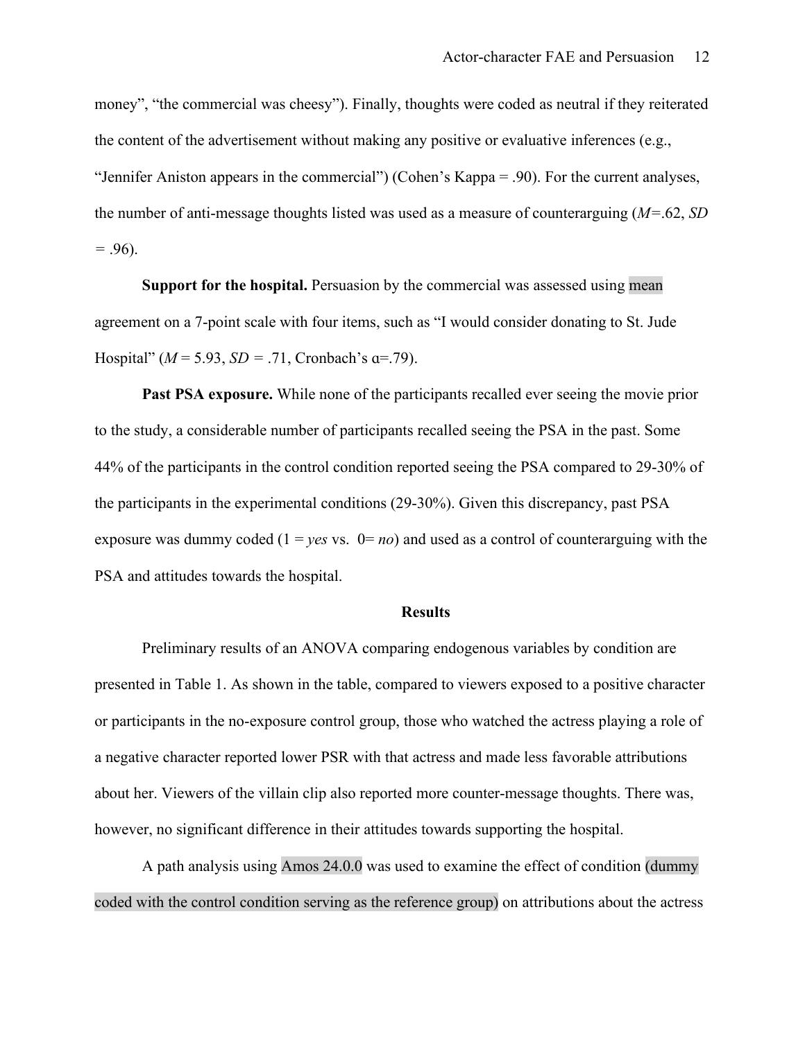money", "the commercial was cheesy"). Finally, thoughts were coded as neutral if they reiterated the content of the advertisement without making any positive or evaluative inferences (e.g., "Jennifer Aniston appears in the commercial") (Cohen's Kappa = .90). For the current analyses, the number of anti-message thoughts listed was used as a measure of counterarguing (*M*=.62, *SD* = .96).

**Support for the hospital.** Persuasion by the commercial was assessed using mean agreement on a 7-point scale with four items, such as "I would consider donating to St. Jude Hospital" (*M* = 5.93, *SD* = .71, Cronbach's α=.79).

**Past PSA exposure.** While none of the participants recalled ever seeing the movie prior to the study, a considerable number of participants recalled seeing the PSA in the past. Some 44% of the participants in the control condition reported seeing the PSA compared to 29-30% of the participants in the experimental conditions (29-30%). Given this discrepancy, past PSA exposure was dummy coded (1 = *yes* vs. 0= *no*) and used as a control of counterarguing with the PSA and attitudes towards the hospital.

## Results

Preliminary results of an ANOVA comparing endogenous variables by condition are presented in Table 1. As shown in the table, compared to viewers exposed to a positive character or participants in the no-exposure control group, those who watched the actress playing a role of a negative character reported lower PSR with that actress and made less favorable attributions about her. Viewers of the villain clip also reported more counter-message thoughts. There was, however, no significant difference in their attitudes towards supporting the hospital.

A path analysis using Amos 24.0.0 was used to examine the effect of condition (dummy coded with the control condition serving as the reference group) on attributions about the actress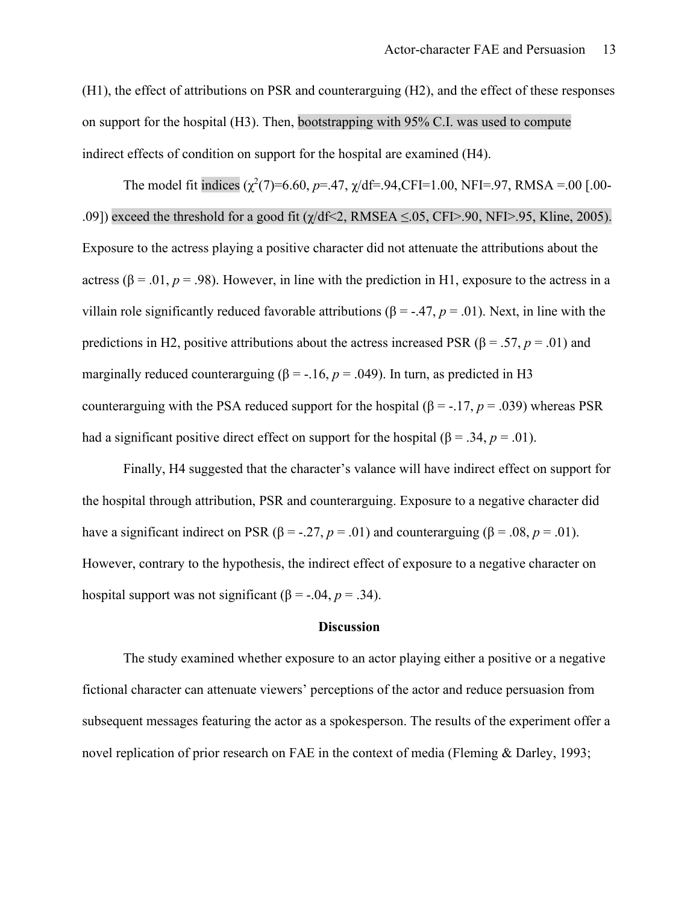(H1), the effect of attributions on PSR and counterarguing (H2), and the effect of these responses on support for the hospital (H3). Then, bootstrapping with 95% C.I. was used to compute indirect effects of condition on support for the hospital are examined (H4).

The model fit indices ($\chi^2(7)$=6.60, *p*=.47, χ/df=.94,CFI=1.00, NFI=.97, RMSA =.00 [.00-.09]) exceed the threshold for a good fit (χ/df<2, RMSEA ≤.05, CFI>.90, NFI>.95, Kline, 2005). Exposure to the actress playing a positive character did not attenuate the attributions about the actress (β = .01, *p* = .98). However, in line with the prediction in H1, exposure to the actress in a villain role significantly reduced favorable attributions (β = -.47, *p* = .01). Next, in line with the predictions in H2, positive attributions about the actress increased PSR (β = .57, *p* = .01) and marginally reduced counterarguing (β = -.16, *p* = .049). In turn, as predicted in H3 counterarguing with the PSA reduced support for the hospital (β = -.17, *p* = .039) whereas PSR had a significant positive direct effect on support for the hospital (β = .34, *p* = .01).

Finally, H4 suggested that the character's valance will have indirect effect on support for the hospital through attribution, PSR and counterarguing. Exposure to a negative character did have a significant indirect on PSR (β = -.27, *p* = .01) and counterarguing (β = .08, *p* = .01). However, contrary to the hypothesis, the indirect effect of exposure to a negative character on hospital support was not significant (β = -.04, *p* = .34).

## Discussion

The study examined whether exposure to an actor playing either a positive or a negative fictional character can attenuate viewers' perceptions of the actor and reduce persuasion from subsequent messages featuring the actor as a spokesperson. The results of the experiment offer a novel replication of prior research on FAE in the context of media (Fleming & Darley, 1993;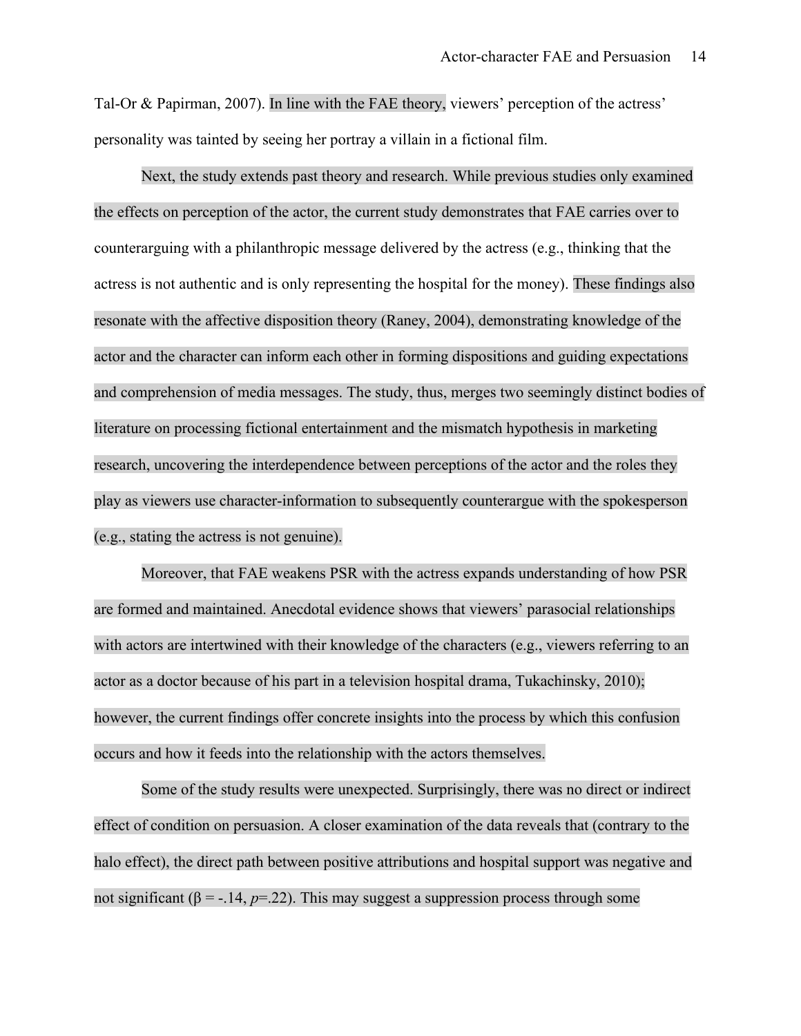Tal-Or & Papirman, 2007). In line with the FAE theory, viewers' perception of the actress' personality was tainted by seeing her portray a villain in a fictional film.

Next, the study extends past theory and research. While previous studies only examined the effects on perception of the actor, the current study demonstrates that FAE carries over to counterarguing with a philanthropic message delivered by the actress (e.g., thinking that the actress is not authentic and is only representing the hospital for the money). These findings also resonate with the affective disposition theory (Raney, 2004), demonstrating knowledge of the actor and the character can inform each other in forming dispositions and guiding expectations and comprehension of media messages. The study, thus, merges two seemingly distinct bodies of literature on processing fictional entertainment and the mismatch hypothesis in marketing research, uncovering the interdependence between perceptions of the actor and the roles they play as viewers use character-information to subsequently counterargue with the spokesperson (e.g., stating the actress is not genuine).

Moreover, that FAE weakens PSR with the actress expands understanding of how PSR are formed and maintained. Anecdotal evidence shows that viewers' parasocial relationships with actors are intertwined with their knowledge of the characters (e.g., viewers referring to an actor as a doctor because of his part in a television hospital drama, Tukachinsky, 2010); however, the current findings offer concrete insights into the process by which this confusion occurs and how it feeds into the relationship with the actors themselves.

Some of the study results were unexpected. Surprisingly, there was no direct or indirect effect of condition on persuasion. A closer examination of the data reveals that (contrary to the halo effect), the direct path between positive attributions and hospital support was negative and not significant ($\beta = -.14$, $p=.22$). This may suggest a suppression process through some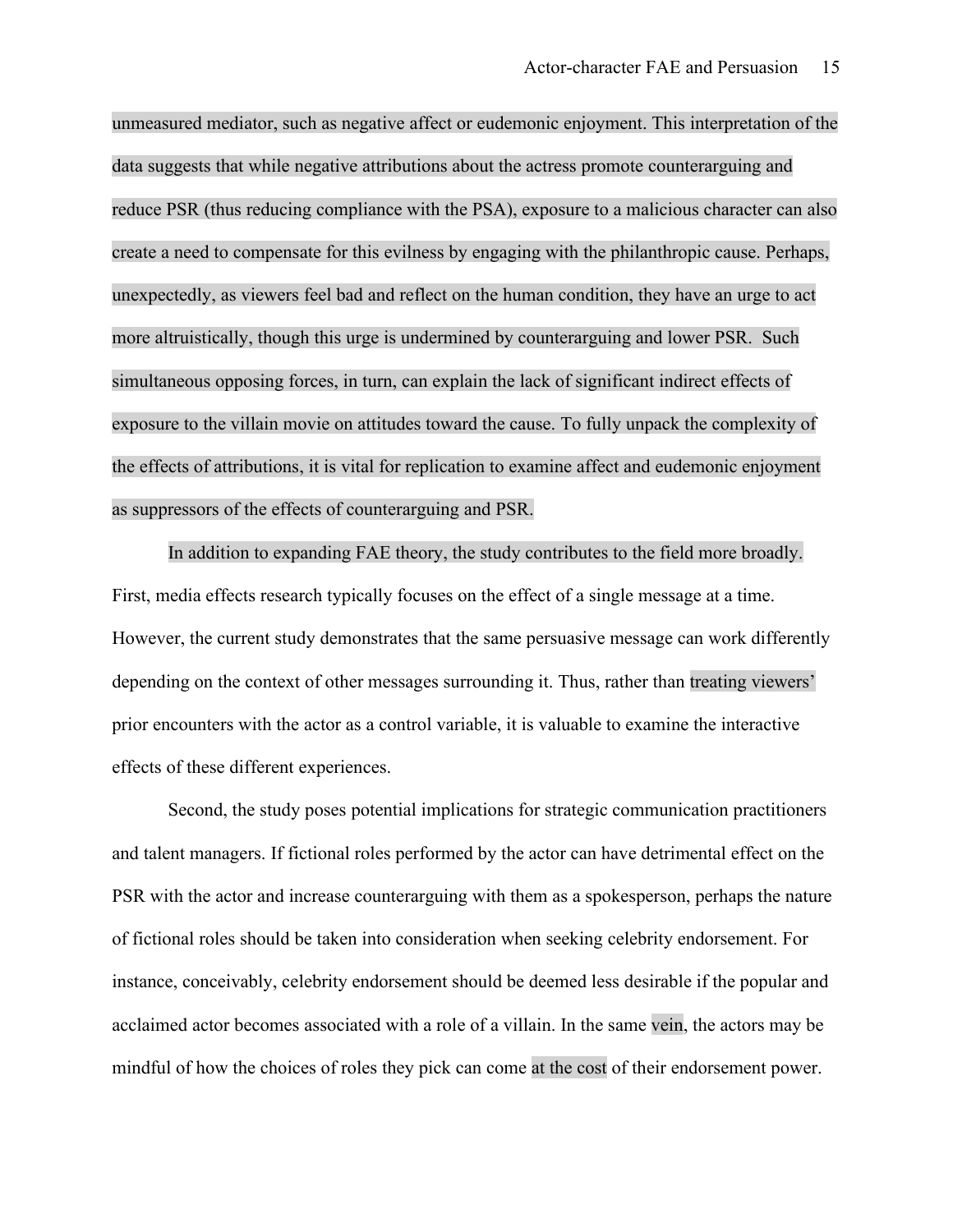unmeasured mediator, such as negative affect or eudemonic enjoyment. This interpretation of the data suggests that while negative attributions about the actress promote counterarguing and reduce PSR (thus reducing compliance with the PSA), exposure to a malicious character can also create a need to compensate for this evilness by engaging with the philanthropic cause. Perhaps, unexpectedly, as viewers feel bad and reflect on the human condition, they have an urge to act more altruistically, though this urge is undermined by counterarguing and lower PSR. Such simultaneous opposing forces, in turn, can explain the lack of significant indirect effects of exposure to the villain movie on attitudes toward the cause. To fully unpack the complexity of the effects of attributions, it is vital for replication to examine affect and eudemonic enjoyment as suppressors of the effects of counterarguing and PSR.

In addition to expanding FAE theory, the study contributes to the field more broadly. First, media effects research typically focuses on the effect of a single message at a time. However, the current study demonstrates that the same persuasive message can work differently depending on the context of other messages surrounding it. Thus, rather than treating viewers' prior encounters with the actor as a control variable, it is valuable to examine the interactive effects of these different experiences.

Second, the study poses potential implications for strategic communication practitioners and talent managers. If fictional roles performed by the actor can have detrimental effect on the PSR with the actor and increase counterarguing with them as a spokesperson, perhaps the nature of fictional roles should be taken into consideration when seeking celebrity endorsement. For instance, conceivably, celebrity endorsement should be deemed less desirable if the popular and acclaimed actor becomes associated with a role of a villain. In the same vein, the actors may be mindful of how the choices of roles they pick can come at the cost of their endorsement power.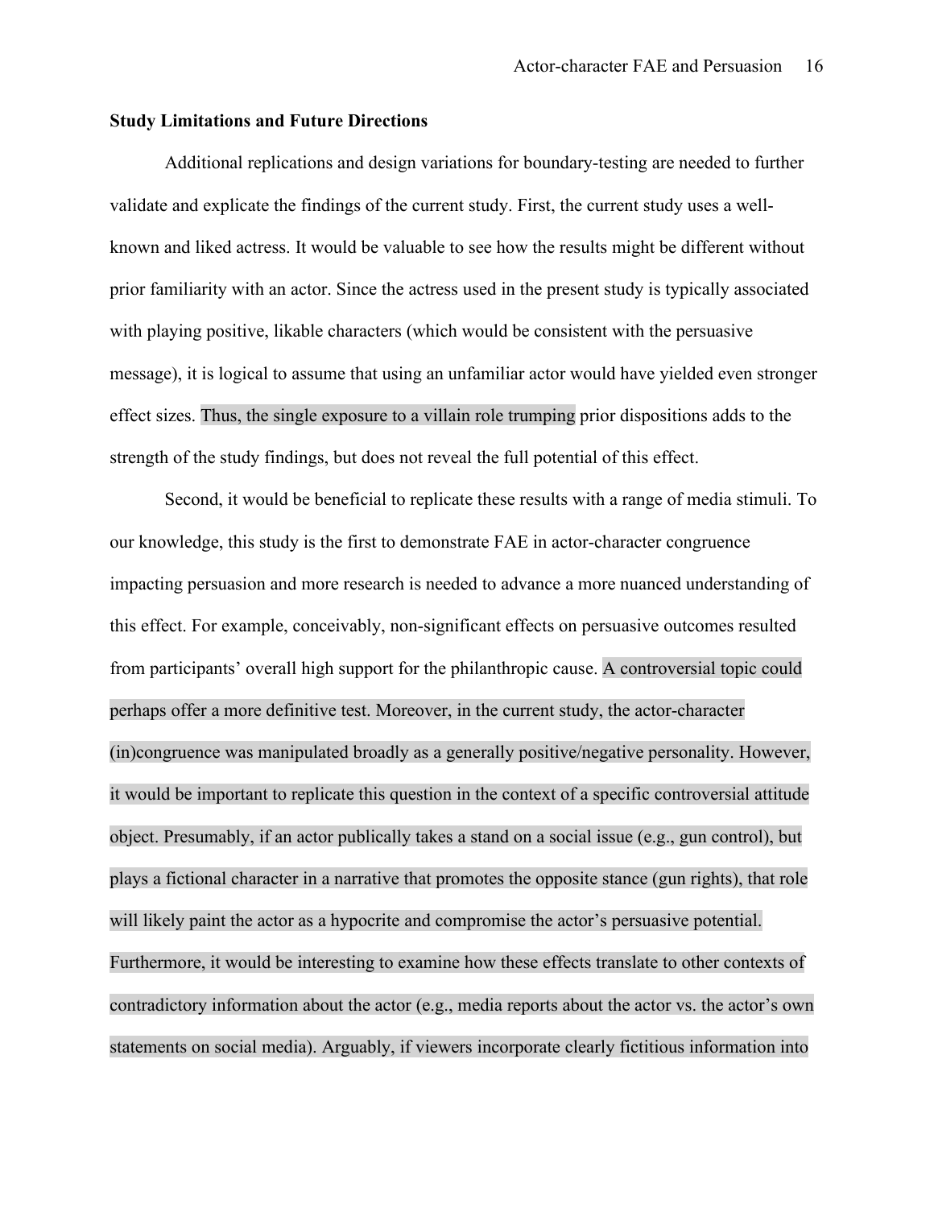**Study Limitations and Future Directions**

Additional replications and design variations for boundary-testing are needed to further validate and explicate the findings of the current study. First, the current study uses a well-known and liked actress. It would be valuable to see how the results might be different without prior familiarity with an actor. Since the actress used in the present study is typically associated with playing positive, likable characters (which would be consistent with the persuasive message), it is logical to assume that using an unfamiliar actor would have yielded even stronger effect sizes. Thus, the single exposure to a villain role trumping prior dispositions adds to the strength of the study findings, but does not reveal the full potential of this effect.

Second, it would be beneficial to replicate these results with a range of media stimuli. To our knowledge, this study is the first to demonstrate FAE in actor-character congruence impacting persuasion and more research is needed to advance a more nuanced understanding of this effect. For example, conceivably, non-significant effects on persuasive outcomes resulted from participants' overall high support for the philanthropic cause. A controversial topic could perhaps offer a more definitive test. Moreover, in the current study, the actor-character (in)congruence was manipulated broadly as a generally positive/negative personality. However, it would be important to replicate this question in the context of a specific controversial attitude object. Presumably, if an actor publically takes a stand on a social issue (e.g., gun control), but plays a fictional character in a narrative that promotes the opposite stance (gun rights), that role will likely paint the actor as a hypocrite and compromise the actor's persuasive potential. Furthermore, it would be interesting to examine how these effects translate to other contexts of contradictory information about the actor (e.g., media reports about the actor vs. the actor's own statements on social media). Arguably, if viewers incorporate clearly fictitious information into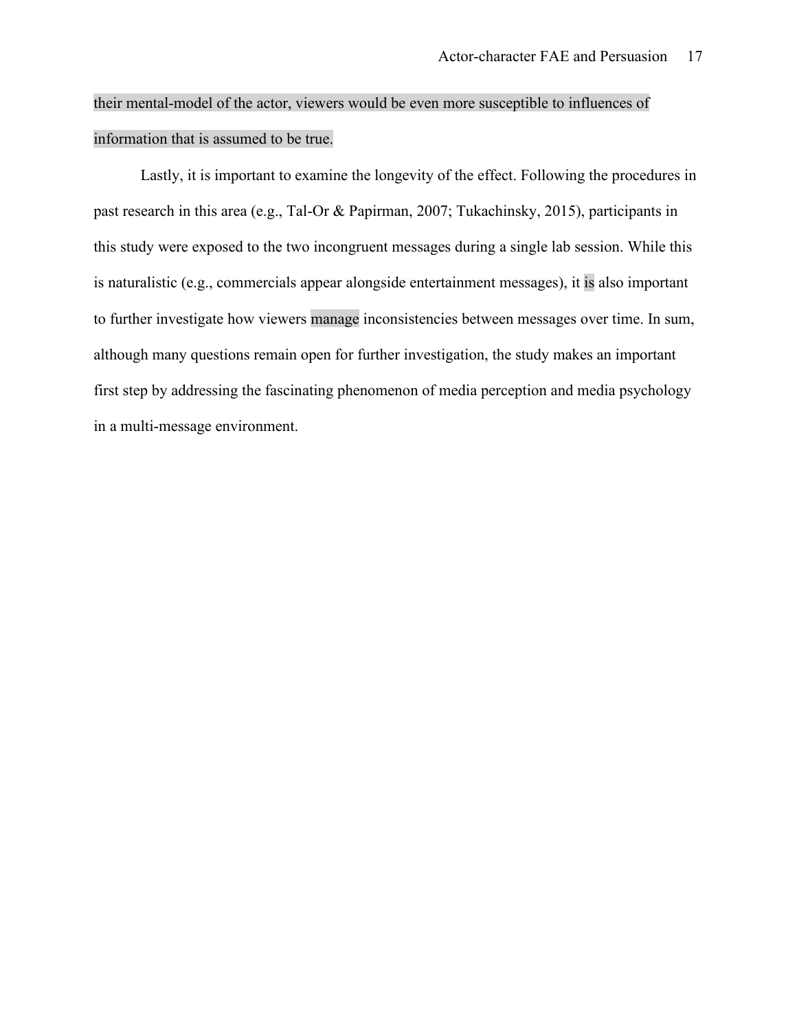their mental-model of the actor, viewers would be even more susceptible to influences of information that is assumed to be true.

Lastly, it is important to examine the longevity of the effect. Following the procedures in past research in this area (e.g., Tal-Or & Papirman, 2007; Tukachinsky, 2015), participants in this study were exposed to the two incongruent messages during a single lab session. While this is naturalistic (e.g., commercials appear alongside entertainment messages), it is also important to further investigate how viewers manage inconsistencies between messages over time. In sum, although many questions remain open for further investigation, the study makes an important first step by addressing the fascinating phenomenon of media perception and media psychology in a multi-message environment.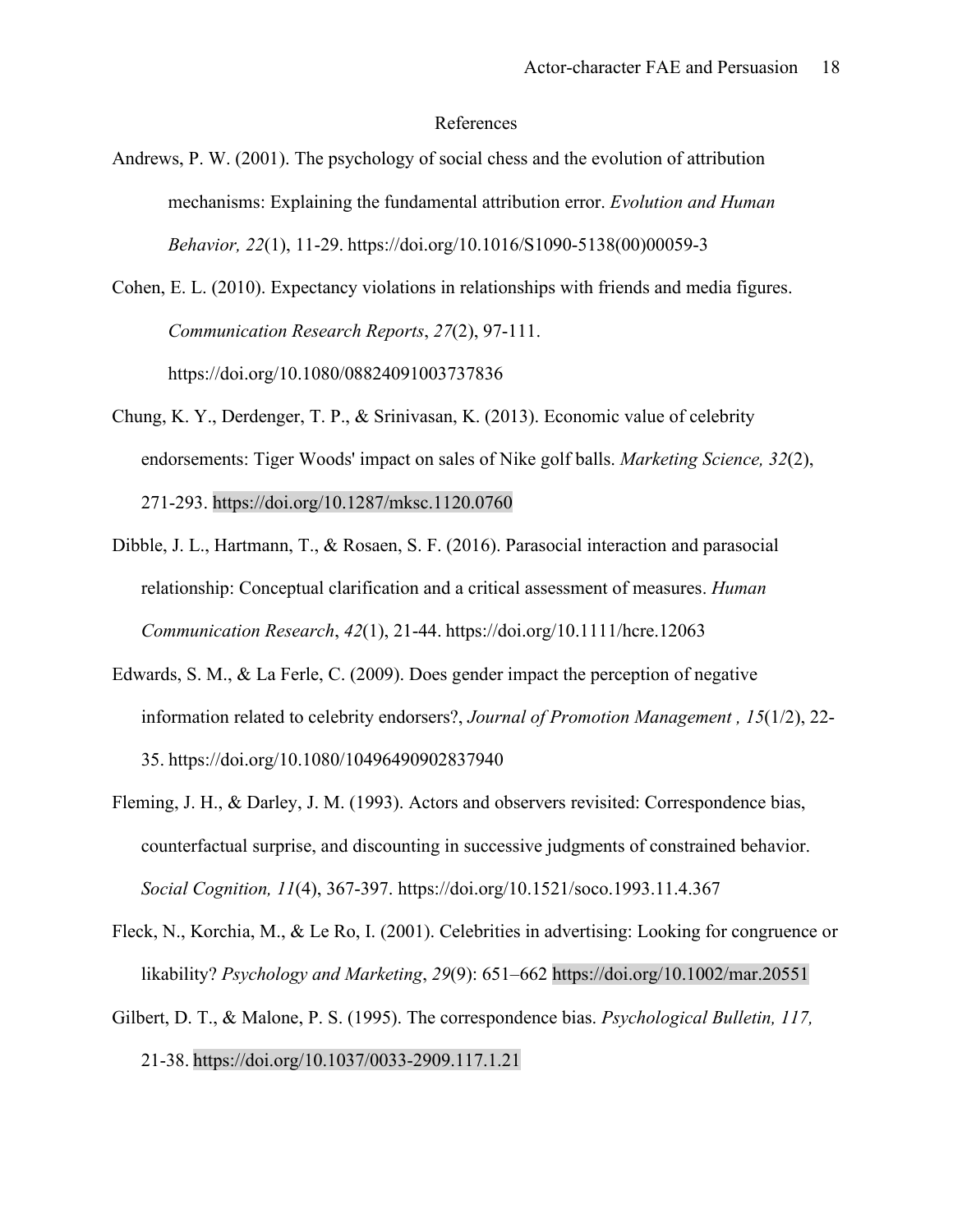# References

Andrews, P. W. (2001). The psychology of social chess and the evolution of attribution mechanisms: Explaining the fundamental attribution error. *Evolution and Human Behavior, 22*(1), 11-29. https://doi.org/10.1016/S1090-5138(00)00059-3

Cohen, E. L. (2010). Expectancy violations in relationships with friends and media figures. *Communication Research Reports*, *27*(2), 97-111. https://doi.org/10.1080/08824091003737836

Chung, K. Y., Derdenger, T. P., & Srinivasan, K. (2013). Economic value of celebrity endorsements: Tiger Woods' impact on sales of Nike golf balls. *Marketing Science, 32*(2), 271-293. https://doi.org/10.1287/mksc.1120.0760

Dibble, J. L., Hartmann, T., & Rosaen, S. F. (2016). Parasocial interaction and parasocial relationship: Conceptual clarification and a critical assessment of measures. *Human Communication Research*, *42*(1), 21-44. https://doi.org/10.1111/hcre.12063

Edwards, S. M., & La Ferle, C. (2009). Does gender impact the perception of negative information related to celebrity endorsers?, *Journal of Promotion Management , 15*(1/2), 22-35. https://doi.org/10.1080/10496490902837940

Fleming, J. H., & Darley, J. M. (1993). Actors and observers revisited: Correspondence bias, counterfactual surprise, and discounting in successive judgments of constrained behavior. *Social Cognition, 11*(4), 367-397. https://doi.org/10.1521/soco.1993.11.4.367

Fleck, N., Korchia, M., & Le Ro, I. (2001). Celebrities in advertising: Looking for congruence or likability? *Psychology and Marketing*, *29*(9): 651–662 https://doi.org/10.1002/mar.20551

Gilbert, D. T., & Malone, P. S. (1995). The correspondence bias. *Psychological Bulletin, 117,* 21-38. https://doi.org/10.1037/0033-2909.117.1.21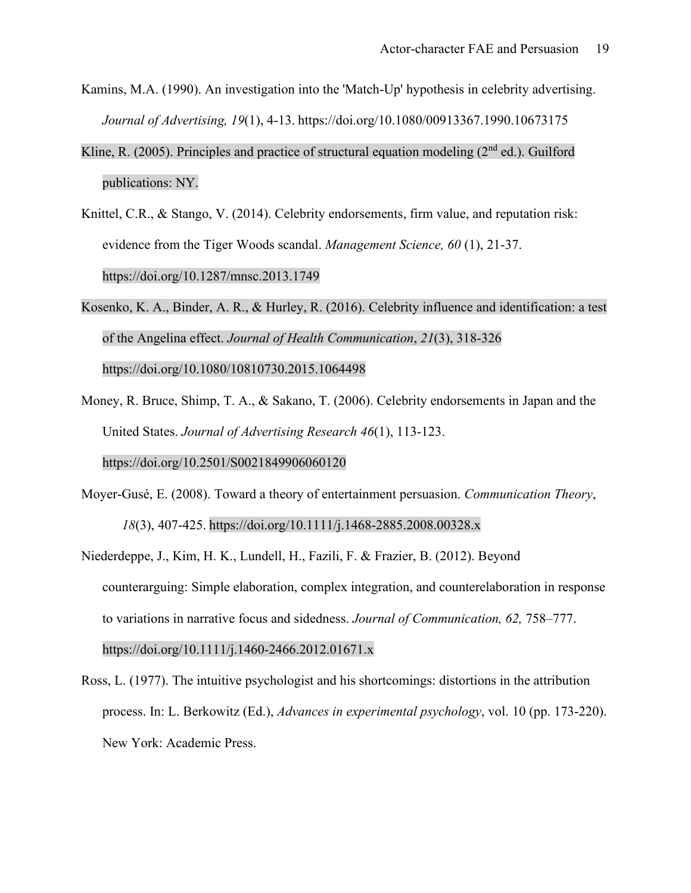Kamins, M.A. (1990). An investigation into the 'Match-Up' hypothesis in celebrity advertising. *Journal of Advertising, 19*(1), 4-13. https://doi.org/10.1080/00913367.1990.10673175

Kline, R. (2005). Principles and practice of structural equation modeling (2nd ed.). Guilford publications: NY.

Knittel, C.R., & Stango, V. (2014). Celebrity endorsements, firm value, and reputation risk: evidence from the Tiger Woods scandal. *Management Science, 60* (1), 21-37. https://doi.org/10.1287/mnsc.2013.1749

Kosenko, K. A., Binder, A. R., & Hurley, R. (2016). Celebrity influence and identification: a test of the Angelina effect. *Journal of Health Communication*, *21*(3), 318-326 https://doi.org/10.1080/10810730.2015.1064498

Money, R. Bruce, Shimp, T. A., & Sakano, T. (2006). Celebrity endorsements in Japan and the United States. *Journal of Advertising Research 46*(1), 113-123. https://doi.org/10.2501/S0021849906060120

Moyer-Gusé, E. (2008). Toward a theory of entertainment persuasion. *Communication Theory*, *18*(3), 407-425. https://doi.org/10.1111/j.1468-2885.2008.00328.x

Niederdeppe, J., Kim, H. K., Lundell, H., Fazili, F. & Frazier, B. (2012). Beyond counterarguing: Simple elaboration, complex integration, and counterelaboration in response to variations in narrative focus and sidedness. *Journal of Communication, 62,* 758–777. https://doi.org/10.1111/j.1460-2466.2012.01671.x

Ross, L. (1977). The intuitive psychologist and his shortcomings: distortions in the attribution process. In: L. Berkowitz (Ed.), *Advances in experimental psychology*, vol. 10 (pp. 173-220). New York: Academic Press.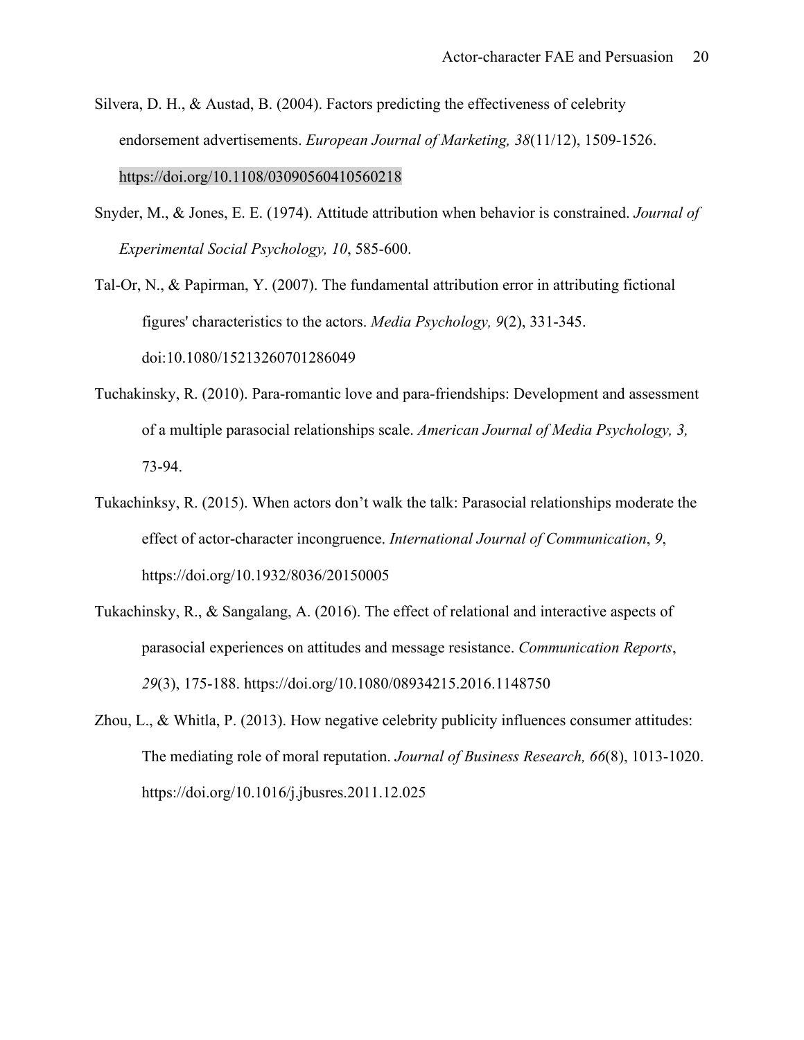Silvera, D. H., & Austad, B. (2004). Factors predicting the effectiveness of celebrity endorsement advertisements. *European Journal of Marketing, 38*(11/12), 1509-1526. https://doi.org/10.1108/03090560410560218

Snyder, M., & Jones, E. E. (1974). Attitude attribution when behavior is constrained. *Journal of Experimental Social Psychology, 10*, 585-600.

Tal-Or, N., & Papirman, Y. (2007). The fundamental attribution error in attributing fictional figures' characteristics to the actors. *Media Psychology, 9*(2), 331-345. doi:10.1080/15213260701286049

Tuchakinsky, R. (2010). Para-romantic love and para-friendships: Development and assessment of a multiple parasocial relationships scale. *American Journal of Media Psychology, 3,* 73-94.

Tukachinksy, R. (2015). When actors don't walk the talk: Parasocial relationships moderate the effect of actor-character incongruence. *International Journal of Communication*, *9*, https://doi.org/10.1932/8036/20150005

Tukachinsky, R., & Sangalang, A. (2016). The effect of relational and interactive aspects of parasocial experiences on attitudes and message resistance. *Communication Reports*, *29*(3), 175-188. https://doi.org/10.1080/08934215.2016.1148750

Zhou, L., & Whitla, P. (2013). How negative celebrity publicity influences consumer attitudes: The mediating role of moral reputation. *Journal of Business Research, 66*(8), 1013-1020. https://doi.org/10.1016/j.jbusres.2011.12.025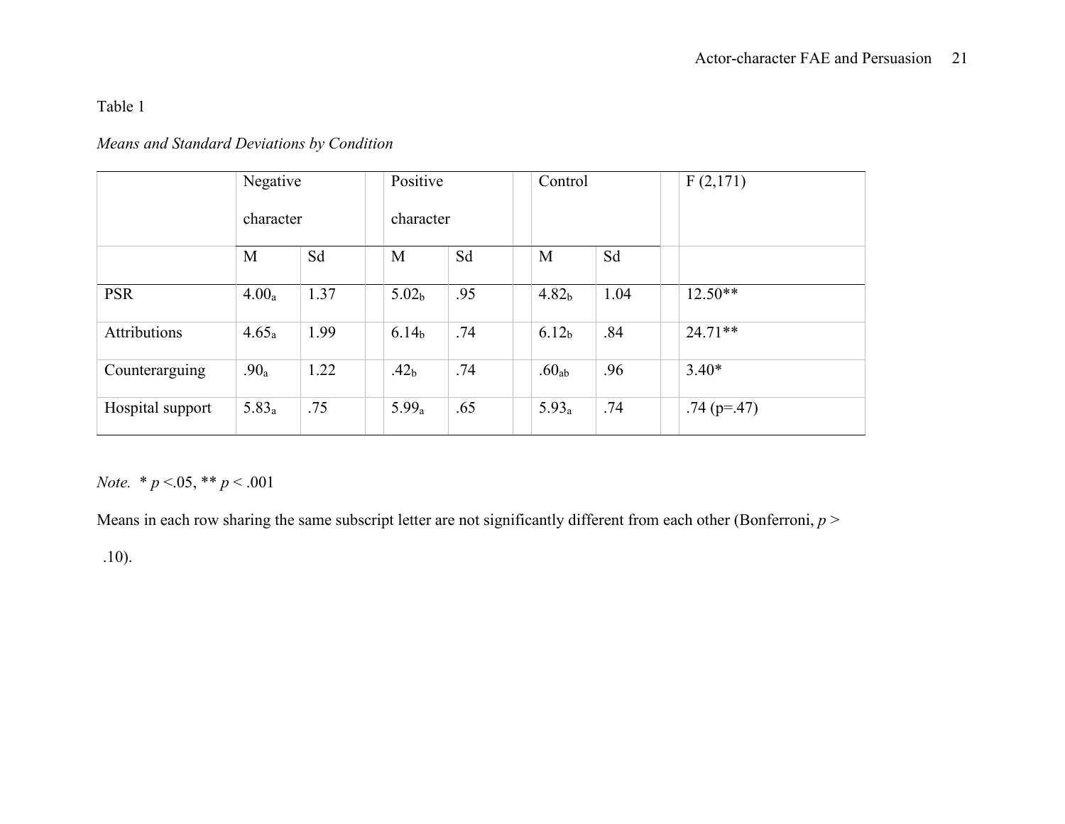Table 1

*Means and Standard Deviations by Condition*

| | Negative character | | Positive character | | Control | | F (2,171) |
|---|---|---|---|---|---|---|---|
| | M | Sd | M | Sd | M | Sd | |
| PSR | $4.00_a$ | 1.37 | $5.02_b$ | .95 | $4.82_b$ | 1.04 | 12.50** |
| Attributions | $4.65_a$ | 1.99 | $6.14_b$ | .74 | $6.12_b$ | .84 | 24.71** |
| Counterarguing | $.90_a$ | 1.22 | $.42_b$ | .74 | $.60_{ab}$ | .96 | 3.40* |
| Hospital support | $5.83_a$ | .75 | $5.99_a$ | .65 | $5.93_a$ | .74 | .74 (p=.47) |

*Note.* * $p < .05$, ** $p < .001$

Means in each row sharing the same subscript letter are not significantly different from each other (Bonferroni, $p >$ .10).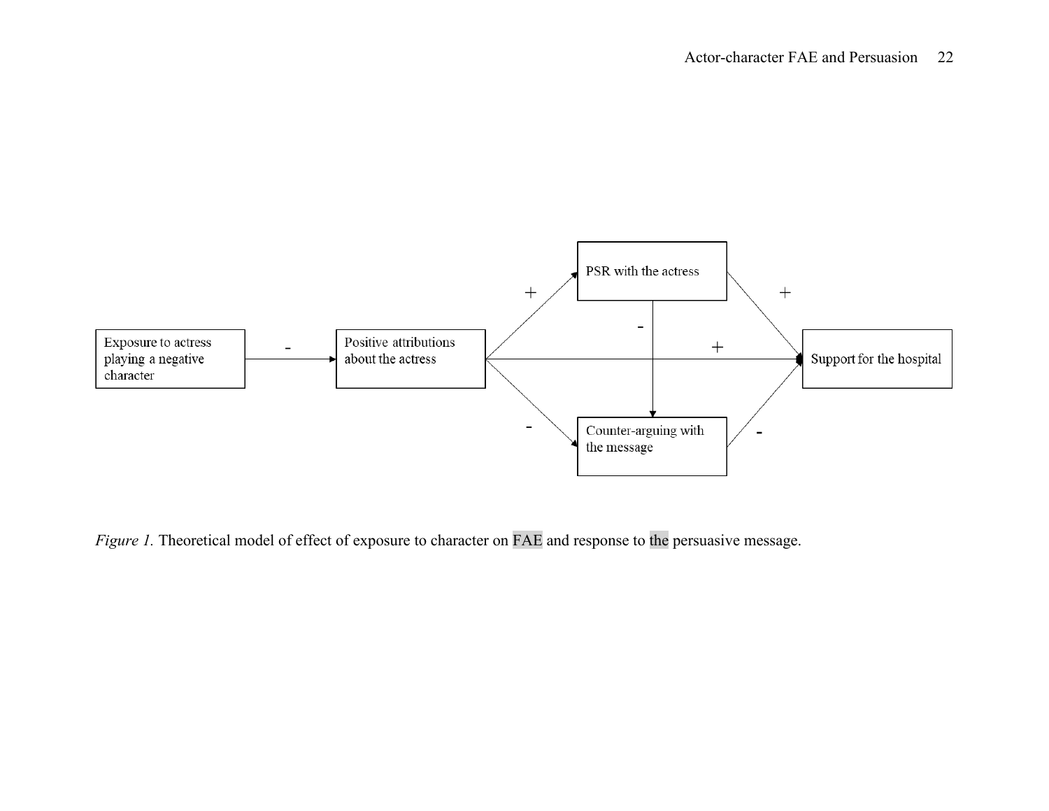Exposure to actress playing a negative character

-

Positive attributions about the actress

+

PSR with the actress

-

Counter-arguing with the message

-

+

+

-

Support for the hospital

*Figure 1.* Theoretical model of effect of exposure to character on FAE and response to the persuasive message.